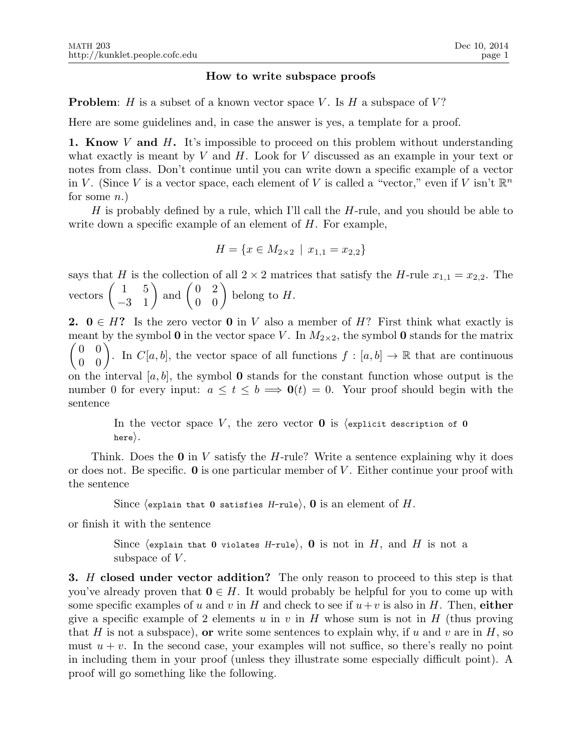## How to write subspace proofs

**Problem**: $H$ is a subset of a known vector space $V$. Is $H$ a subspace of $V$?

Here are some guidelines and, in case the answer is yes, a template for a proof.

**1. Know $V$ and $H$.** It's impossible to proceed on this problem without understanding what exactly is meant by $V$ and $H$. Look for $V$ discussed as an example in your text or notes from class. Don't continue until you can write down a specific example of a vector in $V$. (Since $V$ is a vector space, each element of $V$ is called a "vector," even if $V$ isn't $\mathbb{R}^n$ for some $n$.)

$H$ is probably defined by a rule, which I'll call the $H$-rule, and you should be able to write down a specific example of an element of $H$. For example,

$$H = \{x \in M_{2\times 2} \mid x_{1,1} = x_{2,2}\}$$

says that $H$ is the collection of all $2 \times 2$ matrices that satisfy the $H$-rule $x_{1,1} = x_{2,2}$. The vectors $\begin{pmatrix} 1 & 5 \\ -3 & 1 \end{pmatrix}$ and $\begin{pmatrix} 0 & 2 \\ 0 & 0 \end{pmatrix}$ belong to $H$.

**2. $\mathbf{0} \in H$?** Is the zero vector $\mathbf{0}$ in $V$ also a member of $H$? First think what exactly is meant by the symbol $\mathbf{0}$ in the vector space $V$. In $M_{2\times 2}$, the symbol $\mathbf{0}$ stands for the matrix $\begin{pmatrix} 0 & 0 \\ 0 & 0 \end{pmatrix}$. In $C[a, b]$, the vector space of all functions $f : [a, b] \to \mathbb{R}$ that are continuous on the interval $[a, b]$, the symbol $\mathbf{0}$ stands for the constant function whose output is the number 0 for every input: $a \le t \le b \Longrightarrow \mathbf{0}(t) = 0$. Your proof should begin with the sentence

> In the vector space $V$, the zero vector $\mathbf{0}$ is $\langle$`explicit description of 0 here`$\rangle$.

Think. Does the $\mathbf{0}$ in $V$ satisfy the $H$-rule? Write a sentence explaining why it does or does not. Be specific. $\mathbf{0}$ is one particular member of $V$. Either continue your proof with the sentence

> Since $\langle$`explain that 0 satisfies H-rule`$\rangle$, $\mathbf{0}$ is an element of $H$.

or finish it with the sentence

> Since $\langle$`explain that 0 violates H-rule`$\rangle$, $\mathbf{0}$ is not in $H$, and $H$ is not a subspace of $V$.

**3. $H$ closed under vector addition?** The only reason to proceed to this step is that you've already proven that $\mathbf{0} \in H$. It would probably be helpful for you to come up with some specific examples of $u$ and $v$ in $H$ and check to see if $u+v$ is also in $H$. Then, **either** give a specific example of 2 elements $u$ in $v$ in $H$ whose sum is not in $H$ (thus proving that $H$ is not a subspace), **or** write some sentences to explain why, if $u$ and $v$ are in $H$, so must $u + v$. In the second case, your examples will not suffice, so there's really no point in including them in your proof (unless they illustrate some especially difficult point). A proof will go something like the following.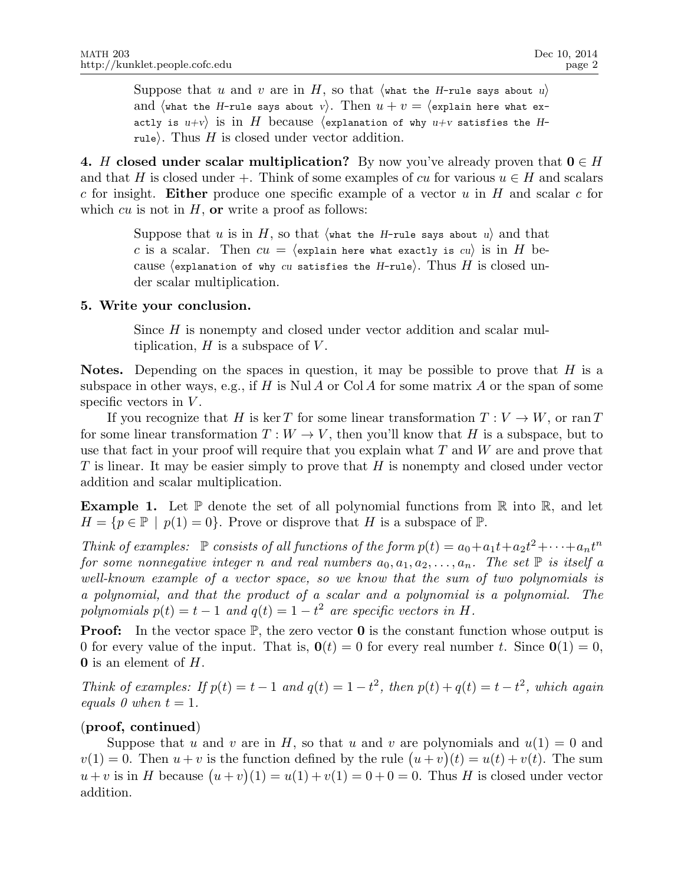> Suppose that $u$ and $v$ are in $H$, so that ⟨what the $H$-rule says about $u$⟩ and ⟨what the $H$-rule says about $v$⟩. Then $u + v =$ ⟨explain here what exactly is $u+v$⟩ is in $H$ because ⟨explanation of why $u+v$ satisfies the $H$-rule⟩. Thus $H$ is closed under vector addition.

**4. $H$ closed under scalar multiplication?** By now you've already proven that $\mathbf{0} \in H$ and that $H$ is closed under $+$. Think of some examples of $cu$ for various $u \in H$ and scalars $c$ for insight. **Either** produce one specific example of a vector $u$ in $H$ and scalar $c$ for which $cu$ is not in $H$, **or** write a proof as follows:

> Suppose that $u$ is in $H$, so that ⟨what the $H$-rule says about $u$⟩ and that $c$ is a scalar. Then $cu =$ ⟨explain here what exactly is $cu$⟩ is in $H$ because ⟨explanation of why $cu$ satisfies the $H$-rule⟩. Thus $H$ is closed under scalar multiplication.

**5. Write your conclusion.**

> Since $H$ is nonempty and closed under vector addition and scalar multiplication, $H$ is a subspace of $V$.

**Notes.** Depending on the spaces in question, it may be possible to prove that $H$ is a subspace in other ways, e.g., if $H$ is $\operatorname{Nul} A$ or $\operatorname{Col} A$ for some matrix $A$ or the span of some specific vectors in $V$.

If you recognize that $H$ is $\ker T$ for some linear transformation $T : V \to W$, or $\operatorname{ran} T$ for some linear transformation $T : W \to V$, then you'll know that $H$ is a subspace, but to use that fact in your proof will require that you explain what $T$ and $W$ are and prove that $T$ is linear. It may be easier simply to prove that $H$ is nonempty and closed under vector addition and scalar multiplication.

**Example 1.** Let $\mathbb{P}$ denote the set of all polynomial functions from $\mathbb{R}$ into $\mathbb{R}$, and let $H = \{p \in \mathbb{P} \mid p(1) = 0\}$. Prove or disprove that $H$ is a subspace of $\mathbb{P}$.

*Think of examples: $\mathbb{P}$ consists of all functions of the form $p(t) = a_0 + a_1 t + a_2 t^2 + \cdots + a_n t^n$ for some nonnegative integer $n$ and real numbers $a_0, a_1, a_2, \ldots, a_n$. The set $\mathbb{P}$ is itself a well-known example of a vector space, so we know that the sum of two polynomials is a polynomial, and that the product of a scalar and a polynomial is a polynomial. The polynomials $p(t) = t - 1$ and $q(t) = 1 - t^2$ are specific vectors in $H$.*

**Proof:** In the vector space $\mathbb{P}$, the zero vector $\mathbf{0}$ is the constant function whose output is 0 for every value of the input. That is, $\mathbf{0}(t) = 0$ for every real number $t$. Since $\mathbf{0}(1) = 0$, $\mathbf{0}$ is an element of $H$.

*Think of examples: If $p(t) = t - 1$ and $q(t) = 1 - t^2$, then $p(t) + q(t) = t - t^2$, which again equals 0 when $t = 1$.*

**(proof, continued)**

Suppose that $u$ and $v$ are in $H$, so that $u$ and $v$ are polynomials and $u(1) = 0$ and $v(1) = 0$. Then $u + v$ is the function defined by the rule $\big(u + v\big)(t) = u(t) + v(t)$. The sum $u + v$ is in $H$ because $\big(u + v\big)(1) = u(1) + v(1) = 0 + 0 = 0$. Thus $H$ is closed under vector addition.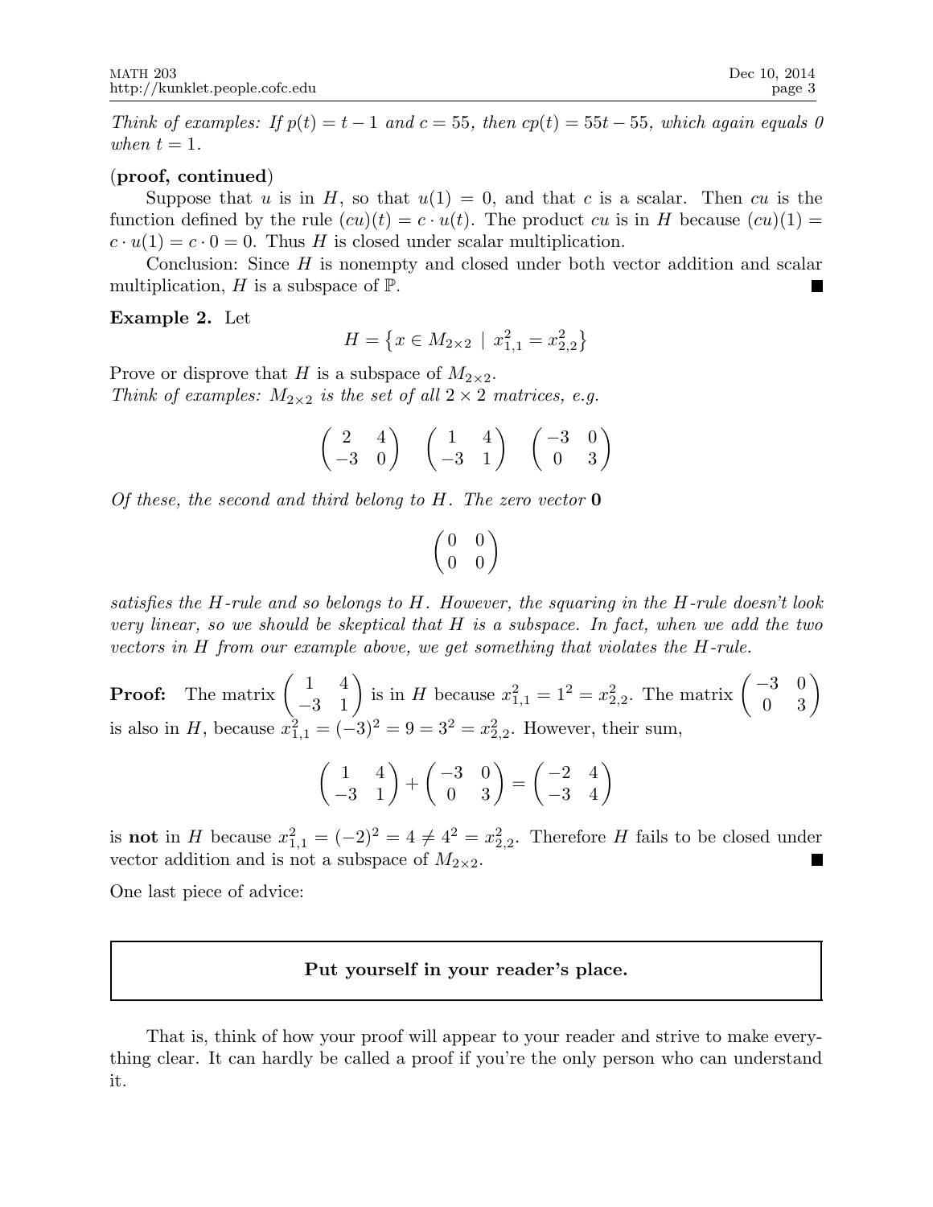*Think of examples: If $p(t) = t - 1$ and $c = 55$, then $cp(t) = 55t - 55$, which again equals 0 when $t = 1$.*

**(proof, continued)**

Suppose that $u$ is in $H$, so that $u(1) = 0$, and that $c$ is a scalar. Then $cu$ is the function defined by the rule $(cu)(t) = c \cdot u(t)$. The product $cu$ is in $H$ because $(cu)(1) = c \cdot u(1) = c \cdot 0 = 0$. Thus $H$ is closed under scalar multiplication.

Conclusion: Since $H$ is nonempty and closed under both vector addition and scalar multiplication, $H$ is a subspace of $\mathbb{P}$. ∎

**Example 2.** Let

$$H = \left\{ x \in M_{2\times 2} \mid x_{1,1}^2 = x_{2,2}^2 \right\}$$

Prove or disprove that $H$ is a subspace of $M_{2\times 2}$.
*Think of examples: $M_{2\times 2}$ is the set of all $2 \times 2$ matrices, e.g.*

$$\begin{pmatrix} 2 & 4 \\ -3 & 0 \end{pmatrix} \quad \begin{pmatrix} 1 & 4 \\ -3 & 1 \end{pmatrix} \quad \begin{pmatrix} -3 & 0 \\ 0 & 3 \end{pmatrix}$$

*Of these, the second and third belong to $H$. The zero vector* $\mathbf{0}$

$$\begin{pmatrix} 0 & 0 \\ 0 & 0 \end{pmatrix}$$

*satisfies the $H$-rule and so belongs to $H$. However, the squaring in the $H$-rule doesn't look very linear, so we should be skeptical that $H$ is a subspace. In fact, when we add the two vectors in $H$ from our example above, we get something that violates the $H$-rule.*

**Proof:** The matrix $\begin{pmatrix} 1 & 4 \\ -3 & 1 \end{pmatrix}$ is in $H$ because $x_{1,1}^2 = 1^2 = x_{2,2}^2$. The matrix $\begin{pmatrix} -3 & 0 \\ 0 & 3 \end{pmatrix}$ is also in $H$, because $x_{1,1}^2 = (-3)^2 = 9 = 3^2 = x_{2,2}^2$. However, their sum,

$$\begin{pmatrix} 1 & 4 \\ -3 & 1 \end{pmatrix} + \begin{pmatrix} -3 & 0 \\ 0 & 3 \end{pmatrix} = \begin{pmatrix} -2 & 4 \\ -3 & 4 \end{pmatrix}$$

is **not** in $H$ because $x_{1,1}^2 = (-2)^2 = 4 \neq 4^2 = x_{2,2}^2$. Therefore $H$ fails to be closed under vector addition and is not a subspace of $M_{2\times 2}$. ∎

One last piece of advice:

**Put yourself in your reader's place.**

That is, think of how your proof will appear to your reader and strive to make everything clear. It can hardly be called a proof if you're the only person who can understand it.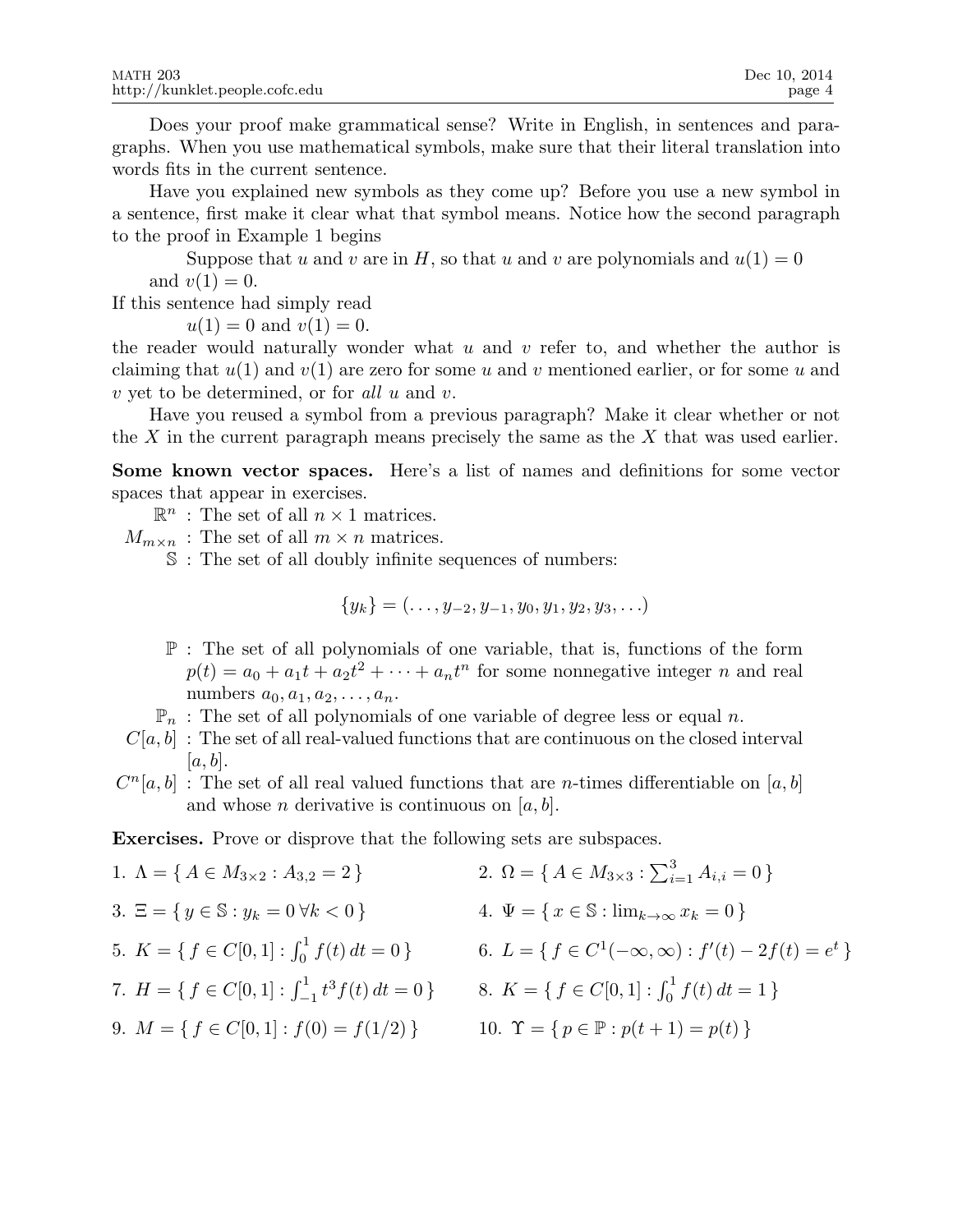Does your proof make grammatical sense? Write in English, in sentences and paragraphs. When you use mathematical symbols, make sure that their literal translation into words fits in the current sentence.

Have you explained new symbols as they come up? Before you use a new symbol in a sentence, first make it clear what that symbol means. Notice how the second paragraph to the proof in Example 1 begins

> Suppose that $u$ and $v$ are in $H$, so that $u$ and $v$ are polynomials and $u(1) = 0$ and $v(1) = 0$.

If this sentence had simply read

> $u(1) = 0$ and $v(1) = 0$.

the reader would naturally wonder what $u$ and $v$ refer to, and whether the author is claiming that $u(1)$ and $v(1)$ are zero for some $u$ and $v$ mentioned earlier, or for some $u$ and $v$ yet to be determined, or for *all* $u$ and $v$.

Have you reused a symbol from a previous paragraph? Make it clear whether or not the $X$ in the current paragraph means precisely the same as the $X$ that was used earlier.

**Some known vector spaces.** Here's a list of names and definitions for some vector spaces that appear in exercises.

- $\mathbb{R}^n$ : The set of all $n \times 1$ matrices.
- $M_{m\times n}$ : The set of all $m \times n$ matrices.
- $\mathbb{S}$ : The set of all doubly infinite sequences of numbers:

$$\{y_k\} = (\ldots, y_{-2}, y_{-1}, y_0, y_1, y_2, y_3, \ldots)$$

- $\mathbb{P}$ : The set of all polynomials of one variable, that is, functions of the form $p(t) = a_0 + a_1 t + a_2 t^2 + \cdots + a_n t^n$ for some nonnegative integer $n$ and real numbers $a_0, a_1, a_2, \ldots, a_n$.
- $\mathbb{P}_n$ : The set of all polynomials of one variable of degree less or equal $n$.
- $C[a, b]$ : The set of all real-valued functions that are continuous on the closed interval $[a, b]$.
- $C^n[a, b]$ : The set of all real valued functions that are $n$-times differentiable on $[a, b]$ and whose $n$ derivative is continuous on $[a, b]$.

**Exercises.** Prove or disprove that the following sets are subspaces.

1. $\Lambda = \{\, A \in M_{3\times 2} : A_{3,2} = 2 \,\}$
2. $\Omega = \{\, A \in M_{3\times 3} : \sum_{i=1}^{3} A_{i,i} = 0 \,\}$
3. $\Xi = \{\, y \in \mathbb{S} : y_k = 0 \;\forall k < 0 \,\}$
4. $\Psi = \{\, x \in \mathbb{S} : \lim_{k\to\infty} x_k = 0 \,\}$
5. $K = \{\, f \in C[0, 1] : \int_0^1 f(t)\, dt = 0 \,\}$
6. $L = \{\, f \in C^1(-\infty, \infty) : f'(t) - 2f(t) = e^t \,\}$
7. $H = \{\, f \in C[0, 1] : \int_{-1}^1 t^3 f(t)\, dt = 0 \,\}$
8. $K = \{\, f \in C[0, 1] : \int_0^1 f(t)\, dt = 1 \,\}$
9. $M = \{\, f \in C[0, 1] : f(0) = f(1/2) \,\}$
10. $\Upsilon = \{\, p \in \mathbb{P} : p(t + 1) = p(t) \,\}$